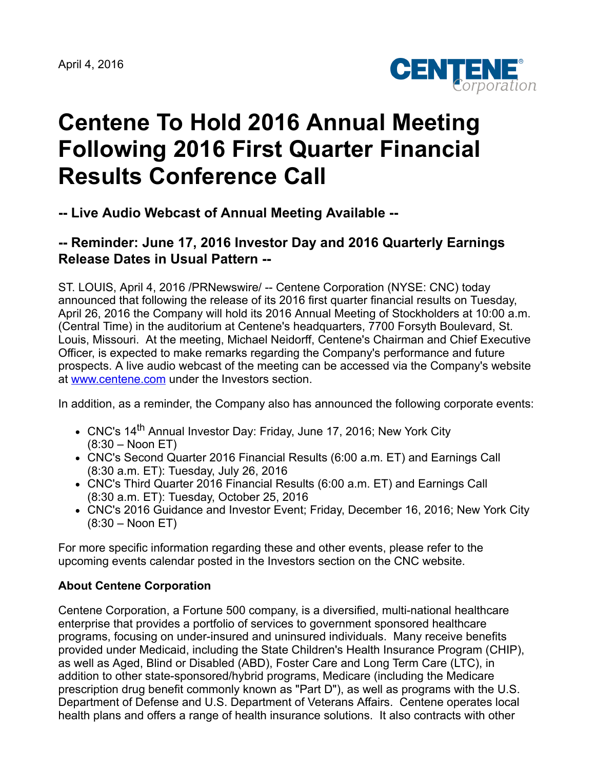April 4, 2016

# Centene To Hold 2016 Annual Meeting Following 2016 First Quarter Financial Results Conference Call

## -- Live Audio Webcast of Annual Meeting Available --

## -- Reminder: June 17, 2016 Investor Day and 2016 Quarterly Earnings Release Dates in Usual Pattern --

ST. LOUIS, April 4, 2016 /PRNewswire/ -- Centene Corporation (NYSE: CNC) today announced that following the release of its 2016 first quarter financial results on Tuesday, April 26, 2016 the Company will hold its 2016 Annual Meeting of Stockholders at 10:00 a.m. (Central Time) in the auditorium at Centene's headquarters, 7700 Forsyth Boulevard, St. Louis, Missouri. At the meeting, Michael Neidorff, Centene's Chairman and Chief Executive Officer, is expected to make remarks regarding the Company's performance and future prospects. A live audio webcast of the meeting can be accessed via the Company's website at www.centene.com under the Investors section.

In addition, as a reminder, the Company also has announced the following corporate events:

- CNC's 14th Annual Investor Day: Friday, June 17, 2016; New York City (8:30 – Noon ET)
- CNC's Second Quarter 2016 Financial Results (6:00 a.m. ET) and Earnings Call (8:30 a.m. ET): Tuesday, July 26, 2016
- CNC's Third Quarter 2016 Financial Results (6:00 a.m. ET) and Earnings Call (8:30 a.m. ET): Tuesday, October 25, 2016
- CNC's 2016 Guidance and Investor Event; Friday, December 16, 2016; New York City (8:30 – Noon ET)

For more specific information regarding these and other events, please refer to the upcoming events calendar posted in the Investors section on the CNC website.

**About Centene Corporation**

Centene Corporation, a Fortune 500 company, is a diversified, multi-national healthcare enterprise that provides a portfolio of services to government sponsored healthcare programs, focusing on under-insured and uninsured individuals. Many receive benefits provided under Medicaid, including the State Children's Health Insurance Program (CHIP), as well as Aged, Blind or Disabled (ABD), Foster Care and Long Term Care (LTC), in addition to other state-sponsored/hybrid programs, Medicare (including the Medicare prescription drug benefit commonly known as "Part D"), as well as programs with the U.S. Department of Defense and U.S. Department of Veterans Affairs. Centene operates local health plans and offers a range of health insurance solutions. It also contracts with other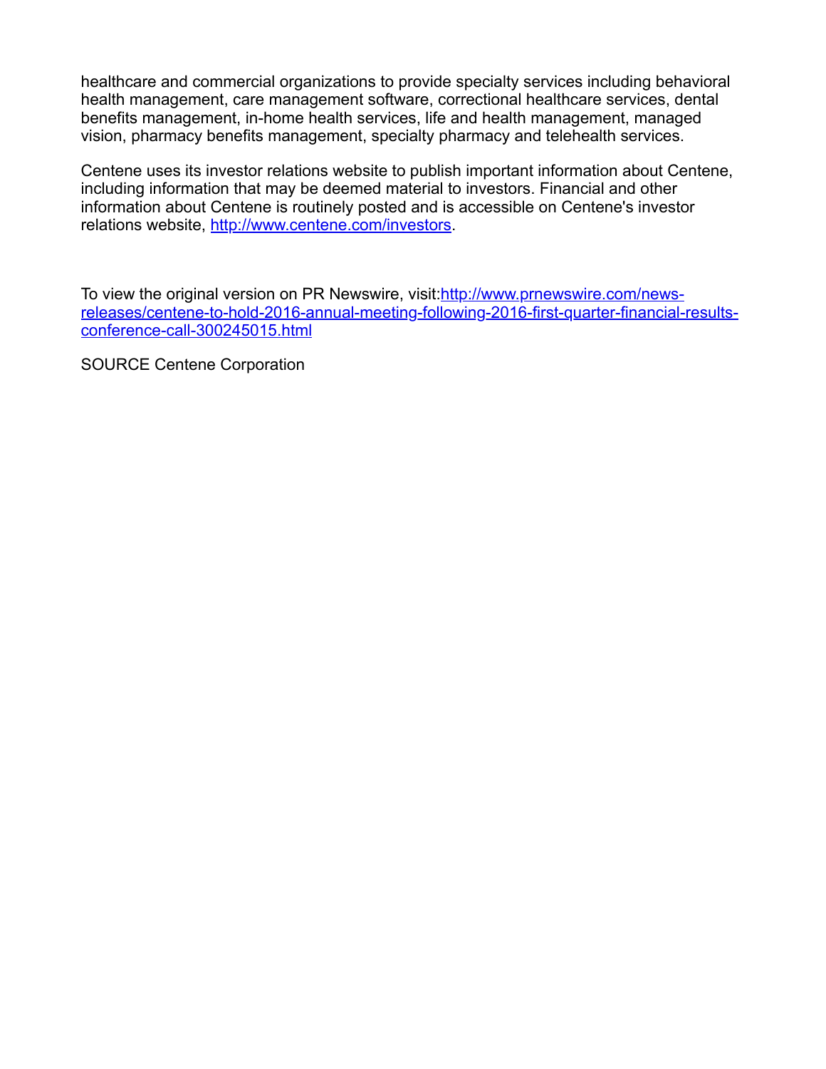healthcare and commercial organizations to provide specialty services including behavioral health management, care management software, correctional healthcare services, dental benefits management, in-home health services, life and health management, managed vision, pharmacy benefits management, specialty pharmacy and telehealth services.

Centene uses its investor relations website to publish important information about Centene, including information that may be deemed material to investors. Financial and other information about Centene is routinely posted and is accessible on Centene's investor relations website, [http://www.centene.com/investors](http://www.centene.com/investors).

To view the original version on PR Newswire, visit:[http://www.prnewswire.com/news-releases/centene-to-hold-2016-annual-meeting-following-2016-first-quarter-financial-results-conference-call-300245015.html](http://www.prnewswire.com/news-releases/centene-to-hold-2016-annual-meeting-following-2016-first-quarter-financial-results-conference-call-300245015.html)

SOURCE Centene Corporation